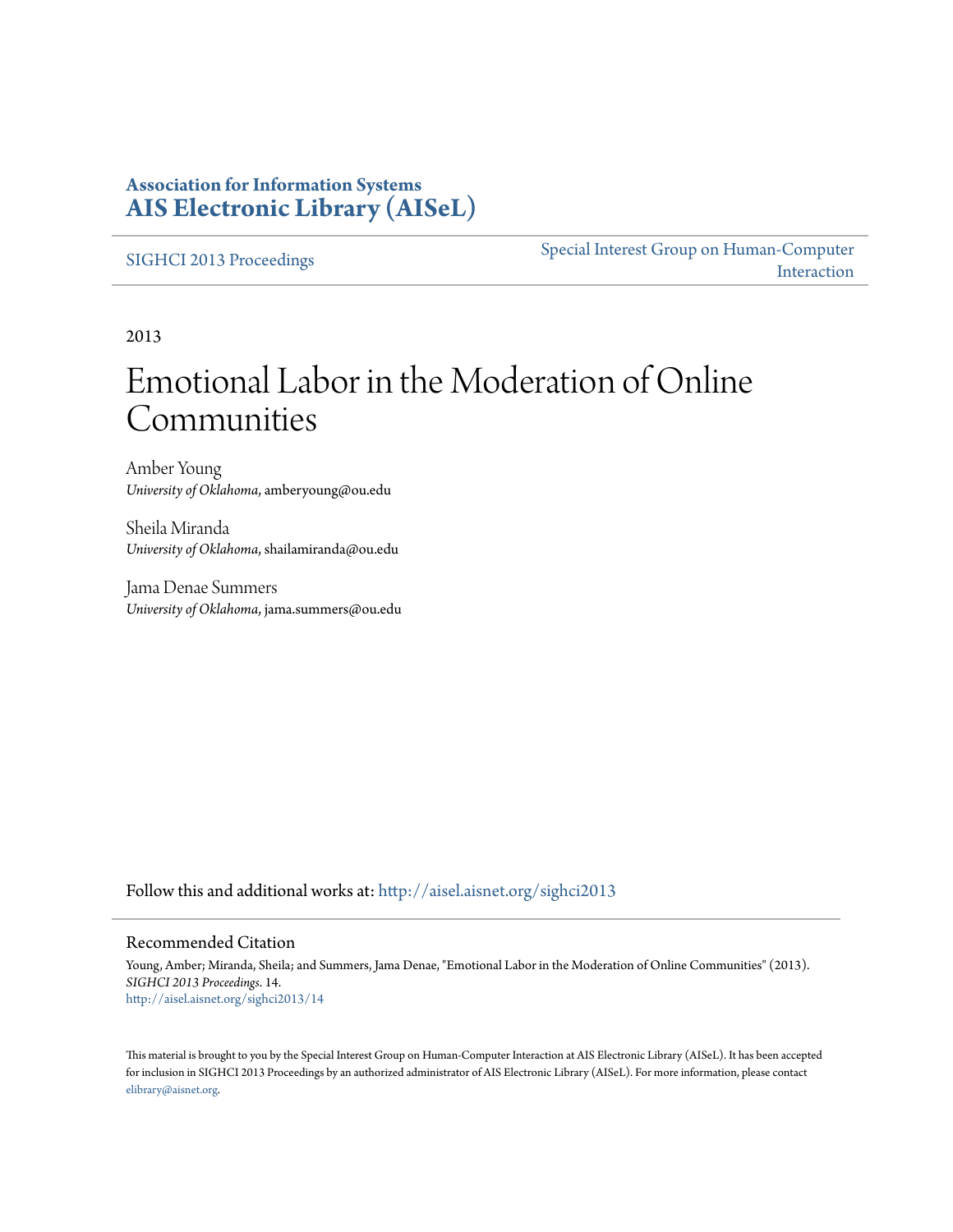**Association for Information Systems**
**AIS Electronic Library (AISeL)**

SIGHCI 2013 Proceedings | Special Interest Group on Human-Computer Interaction

2013

# Emotional Labor in the Moderation of Online Communities

Amber Young
*University of Oklahoma*, amberyoung@ou.edu

Sheila Miranda
*University of Oklahoma*, shailamiranda@ou.edu

Jama Denae Summers
*University of Oklahoma*, jama.summers@ou.edu

Follow this and additional works at: http://aisel.aisnet.org/sighci2013

## Recommended Citation

Young, Amber; Miranda, Sheila; and Summers, Jama Denae, "Emotional Labor in the Moderation of Online Communities" (2013). *SIGHCI 2013 Proceedings*. 14.
http://aisel.aisnet.org/sighci2013/14

This material is brought to you by the Special Interest Group on Human-Computer Interaction at AIS Electronic Library (AISeL). It has been accepted for inclusion in SIGHCI 2013 Proceedings by an authorized administrator of AIS Electronic Library (AISeL). For more information, please contact elibrary@aisnet.org.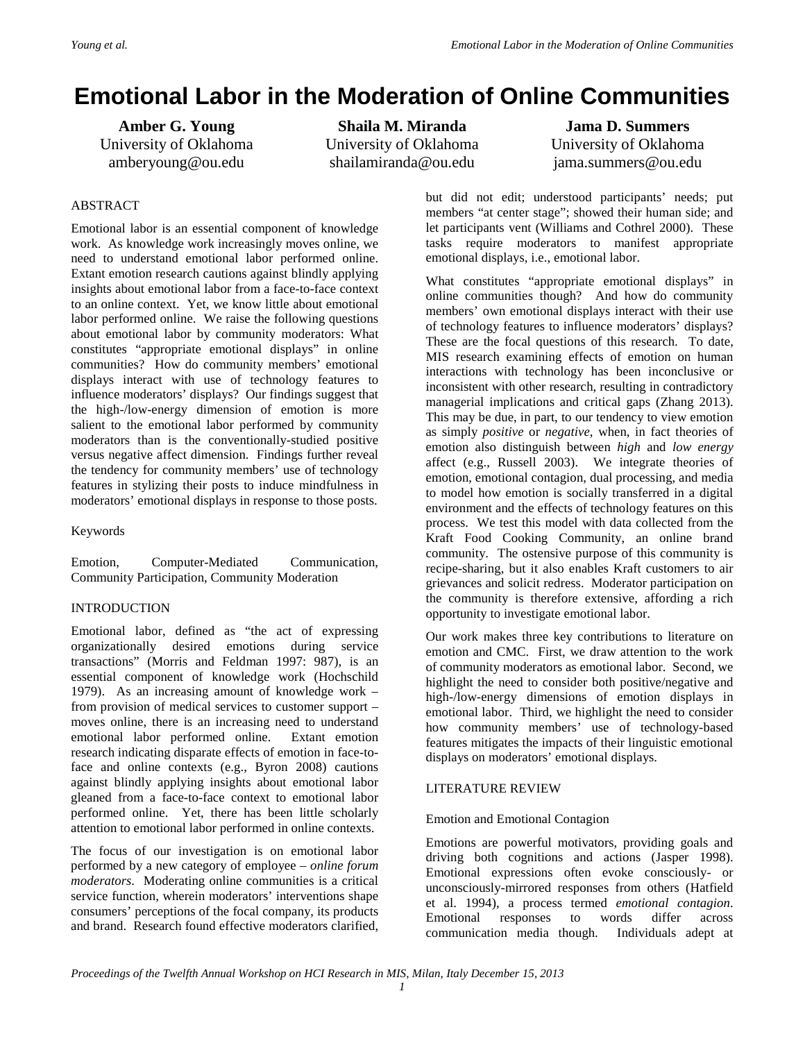# Emotional Labor in the Moderation of Online Communities

**Amber G. Young**
University of Oklahoma
amberyoung@ou.edu

**Shaila M. Miranda**
University of Oklahoma
shailamiranda@ou.edu

**Jama D. Summers**
University of Oklahoma
jama.summers@ou.edu

## ABSTRACT

Emotional labor is an essential component of knowledge work. As knowledge work increasingly moves online, we need to understand emotional labor performed online. Extant emotion research cautions against blindly applying insights about emotional labor from a face-to-face context to an online context. Yet, we know little about emotional labor performed online. We raise the following questions about emotional labor by community moderators: What constitutes "appropriate emotional displays" in online communities? How do community members' emotional displays interact with use of technology features to influence moderators' displays? Our findings suggest that the high-/low-energy dimension of emotion is more salient to the emotional labor performed by community moderators than is the conventionally-studied positive versus negative affect dimension. Findings further reveal the tendency for community members' use of technology features in stylizing their posts to induce mindfulness in moderators' emotional displays in response to those posts.

## Keywords

Emotion, Computer-Mediated Communication, Community Participation, Community Moderation

## INTRODUCTION

Emotional labor, defined as "the act of expressing organizationally desired emotions during service transactions" (Morris and Feldman 1997: 987), is an essential component of knowledge work (Hochschild 1979). As an increasing amount of knowledge work – from provision of medical services to customer support – moves online, there is an increasing need to understand emotional labor performed online. Extant emotion research indicating disparate effects of emotion in face-to-face and online contexts (e.g., Byron 2008) cautions against blindly applying insights about emotional labor gleaned from a face-to-face context to emotional labor performed online. Yet, there has been little scholarly attention to emotional labor performed in online contexts.

The focus of our investigation is on emotional labor performed by a new category of employee – *online forum moderators*. Moderating online communities is a critical service function, wherein moderators' interventions shape consumers' perceptions of the focal company, its products and brand. Research found effective moderators clarified, but did not edit; understood participants' needs; put members "at center stage"; showed their human side; and let participants vent (Williams and Cothrel 2000). These tasks require moderators to manifest appropriate emotional displays, i.e., emotional labor.

What constitutes "appropriate emotional displays" in online communities though? And how do community members' own emotional displays interact with their use of technology features to influence moderators' displays? These are the focal questions of this research. To date, MIS research examining effects of emotion on human interactions with technology has been inconclusive or inconsistent with other research, resulting in contradictory managerial implications and critical gaps (Zhang 2013). This may be due, in part, to our tendency to view emotion as simply *positive* or *negative*, when, in fact theories of emotion also distinguish between *high* and *low energy* affect (e.g., Russell 2003). We integrate theories of emotion, emotional contagion, dual processing, and media to model how emotion is socially transferred in a digital environment and the effects of technology features on this process. We test this model with data collected from the Kraft Food Cooking Community, an online brand community. The ostensive purpose of this community is recipe-sharing, but it also enables Kraft customers to air grievances and solicit redress. Moderator participation on the community is therefore extensive, affording a rich opportunity to investigate emotional labor.

Our work makes three key contributions to literature on emotion and CMC. First, we draw attention to the work of community moderators as emotional labor. Second, we highlight the need to consider both positive/negative and high-/low-energy dimensions of emotion displays in emotional labor. Third, we highlight the need to consider how community members' use of technology-based features mitigates the impacts of their linguistic emotional displays on moderators' emotional displays.

## LITERATURE REVIEW

### Emotion and Emotional Contagion

Emotions are powerful motivators, providing goals and driving both cognitions and actions (Jasper 1998). Emotional expressions often evoke consciously- or unconsciously-mirrored responses from others (Hatfield et al. 1994), a process termed *emotional contagion*. Emotional responses to words differ across communication media though. Individuals adept at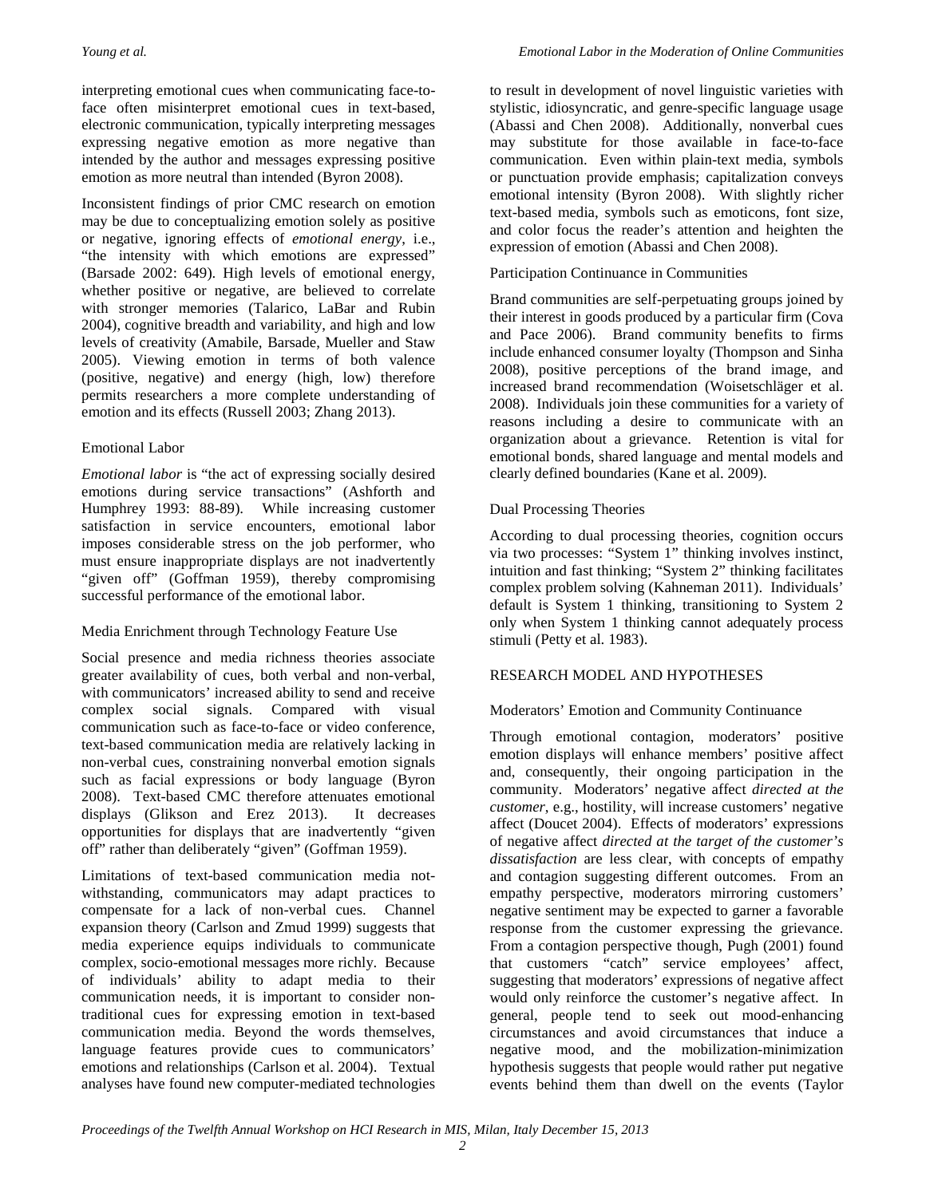interpreting emotional cues when communicating face-to-face often misinterpret emotional cues in text-based, electronic communication, typically interpreting messages expressing negative emotion as more negative than intended by the author and messages expressing positive emotion as more neutral than intended (Byron 2008).

Inconsistent findings of prior CMC research on emotion may be due to conceptualizing emotion solely as positive or negative, ignoring effects of *emotional energy*, i.e., "the intensity with which emotions are expressed" (Barsade 2002: 649). High levels of emotional energy, whether positive or negative, are believed to correlate with stronger memories (Talarico, LaBar and Rubin 2004), cognitive breadth and variability, and high and low levels of creativity (Amabile, Barsade, Mueller and Staw 2005). Viewing emotion in terms of both valence (positive, negative) and energy (high, low) therefore permits researchers a more complete understanding of emotion and its effects (Russell 2003; Zhang 2013).

### Emotional Labor

*Emotional labor* is "the act of expressing socially desired emotions during service transactions" (Ashforth and Humphrey 1993: 88-89). While increasing customer satisfaction in service encounters, emotional labor imposes considerable stress on the job performer, who must ensure inappropriate displays are not inadvertently "given off" (Goffman 1959), thereby compromising successful performance of the emotional labor.

### Media Enrichment through Technology Feature Use

Social presence and media richness theories associate greater availability of cues, both verbal and non-verbal, with communicators' increased ability to send and receive complex social signals. Compared with visual communication such as face-to-face or video conference, text-based communication media are relatively lacking in non-verbal cues, constraining nonverbal emotion signals such as facial expressions or body language (Byron 2008). Text-based CMC therefore attenuates emotional displays (Glikson and Erez 2013). It decreases opportunities for displays that are inadvertently "given off" rather than deliberately "given" (Goffman 1959).

Limitations of text-based communication media notwithstanding, communicators may adapt practices to compensate for a lack of non-verbal cues. Channel expansion theory (Carlson and Zmud 1999) suggests that media experience equips individuals to communicate complex, socio-emotional messages more richly. Because of individuals' ability to adapt media to their communication needs, it is important to consider non-traditional cues for expressing emotion in text-based communication media. Beyond the words themselves, language features provide cues to communicators' emotions and relationships (Carlson et al. 2004). Textual analyses have found new computer-mediated technologies to result in development of novel linguistic varieties with stylistic, idiosyncratic, and genre-specific language usage (Abassi and Chen 2008). Additionally, nonverbal cues may substitute for those available in face-to-face communication. Even within plain-text media, symbols or punctuation provide emphasis; capitalization conveys emotional intensity (Byron 2008). With slightly richer text-based media, symbols such as emoticons, font size, and color focus the reader's attention and heighten the expression of emotion (Abassi and Chen 2008).

### Participation Continuance in Communities

Brand communities are self-perpetuating groups joined by their interest in goods produced by a particular firm (Cova and Pace 2006). Brand community benefits to firms include enhanced consumer loyalty (Thompson and Sinha 2008), positive perceptions of the brand image, and increased brand recommendation (Woisetschläger et al. 2008). Individuals join these communities for a variety of reasons including a desire to communicate with an organization about a grievance. Retention is vital for emotional bonds, shared language and mental models and clearly defined boundaries (Kane et al. 2009).

### Dual Processing Theories

According to dual processing theories, cognition occurs via two processes: "System 1" thinking involves instinct, intuition and fast thinking; "System 2" thinking facilitates complex problem solving (Kahneman 2011). Individuals' default is System 1 thinking, transitioning to System 2 only when System 1 thinking cannot adequately process stimuli (Petty et al. 1983).

## RESEARCH MODEL AND HYPOTHESES

### Moderators' Emotion and Community Continuance

Through emotional contagion, moderators' positive emotion displays will enhance members' positive affect and, consequently, their ongoing participation in the community. Moderators' negative affect *directed at the customer*, e.g., hostility, will increase customers' negative affect (Doucet 2004). Effects of moderators' expressions of negative affect *directed at the target of the customer's dissatisfaction* are less clear, with concepts of empathy and contagion suggesting different outcomes. From an empathy perspective, moderators mirroring customers' negative sentiment may be expected to garner a favorable response from the customer expressing the grievance. From a contagion perspective though, Pugh (2001) found that customers "catch" service employees' affect, suggesting that moderators' expressions of negative affect would only reinforce the customer's negative affect. In general, people tend to seek out mood-enhancing circumstances and avoid circumstances that induce a negative mood, and the mobilization-minimization hypothesis suggests that people would rather put negative events behind them than dwell on the events (Taylor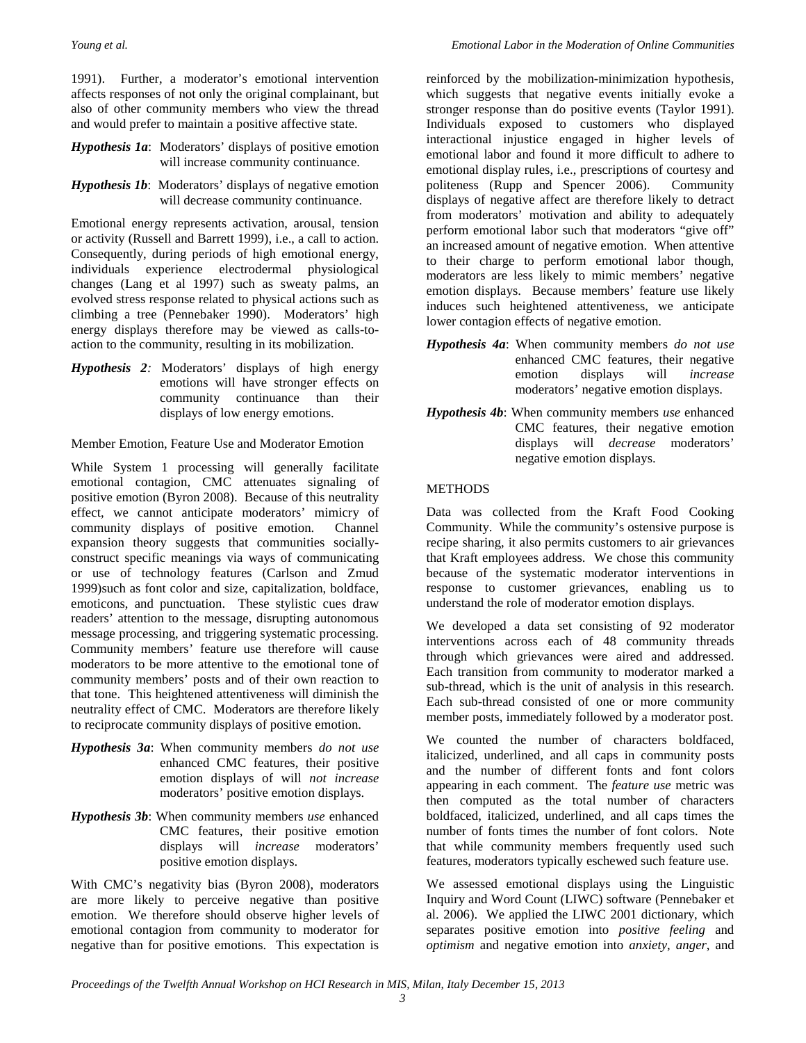1991). Further, a moderator's emotional intervention affects responses of not only the original complainant, but also of other community members who view the thread and would prefer to maintain a positive affective state.

***Hypothesis 1a***: Moderators' displays of positive emotion will increase community continuance.

***Hypothesis 1b***: Moderators' displays of negative emotion will decrease community continuance.

Emotional energy represents activation, arousal, tension or activity (Russell and Barrett 1999), i.e., a call to action. Consequently, during periods of high emotional energy, individuals experience electrodermal physiological changes (Lang et al 1997) such as sweaty palms, an evolved stress response related to physical actions such as climbing a tree (Pennebaker 1990). Moderators' high energy displays therefore may be viewed as calls-to-action to the community, resulting in its mobilization.

***Hypothesis 2****:* Moderators' displays of high energy emotions will have stronger effects on community continuance than their displays of low energy emotions.

Member Emotion, Feature Use and Moderator Emotion

While System 1 processing will generally facilitate emotional contagion, CMC attenuates signaling of positive emotion (Byron 2008). Because of this neutrality effect, we cannot anticipate moderators' mimicry of community displays of positive emotion. Channel expansion theory suggests that communities socially-construct specific meanings via ways of communicating or use of technology features (Carlson and Zmud 1999)such as font color and size, capitalization, boldface, emoticons, and punctuation. These stylistic cues draw readers' attention to the message, disrupting autonomous message processing, and triggering systematic processing. Community members' feature use therefore will cause moderators to be more attentive to the emotional tone of community members' posts and of their own reaction to that tone. This heightened attentiveness will diminish the neutrality effect of CMC. Moderators are therefore likely to reciprocate community displays of positive emotion.

***Hypothesis 3a***: When community members *do not use* enhanced CMC features, their positive emotion displays of will *not increase* moderators' positive emotion displays.

***Hypothesis 3b***: When community members *use* enhanced CMC features, their positive emotion displays will *increase* moderators' positive emotion displays.

With CMC's negativity bias (Byron 2008), moderators are more likely to perceive negative than positive emotion. We therefore should observe higher levels of emotional contagion from community to moderator for negative than for positive emotions. This expectation is reinforced by the mobilization-minimization hypothesis, which suggests that negative events initially evoke a stronger response than do positive events (Taylor 1991). Individuals exposed to customers who displayed interactional injustice engaged in higher levels of emotional labor and found it more difficult to adhere to emotional display rules, i.e., prescriptions of courtesy and politeness (Rupp and Spencer 2006). Community displays of negative affect are therefore likely to detract from moderators' motivation and ability to adequately perform emotional labor such that moderators "give off" an increased amount of negative emotion. When attentive to their charge to perform emotional labor though, moderators are less likely to mimic members' negative emotion displays. Because members' feature use likely induces such heightened attentiveness, we anticipate lower contagion effects of negative emotion.

***Hypothesis 4a***: When community members *do not use* enhanced CMC features, their negative emotion displays will *increase* moderators' negative emotion displays.

***Hypothesis 4b***: When community members *use* enhanced CMC features, their negative emotion displays will *decrease* moderators' negative emotion displays.

## METHODS

Data was collected from the Kraft Food Cooking Community. While the community's ostensive purpose is recipe sharing, it also permits customers to air grievances that Kraft employees address. We chose this community because of the systematic moderator interventions in response to customer grievances, enabling us to understand the role of moderator emotion displays.

We developed a data set consisting of 92 moderator interventions across each of 48 community threads through which grievances were aired and addressed. Each transition from community to moderator marked a sub-thread, which is the unit of analysis in this research. Each sub-thread consisted of one or more community member posts, immediately followed by a moderator post.

We counted the number of characters boldfaced, italicized, underlined, and all caps in community posts and the number of different fonts and font colors appearing in each comment. The *feature use* metric was then computed as the total number of characters boldfaced, italicized, underlined, and all caps times the number of fonts times the number of font colors. Note that while community members frequently used such features, moderators typically eschewed such feature use.

We assessed emotional displays using the Linguistic Inquiry and Word Count (LIWC) software (Pennebaker et al. 2006). We applied the LIWC 2001 dictionary, which separates positive emotion into *positive feeling* and *optimism* and negative emotion into *anxiety*, *anger*, and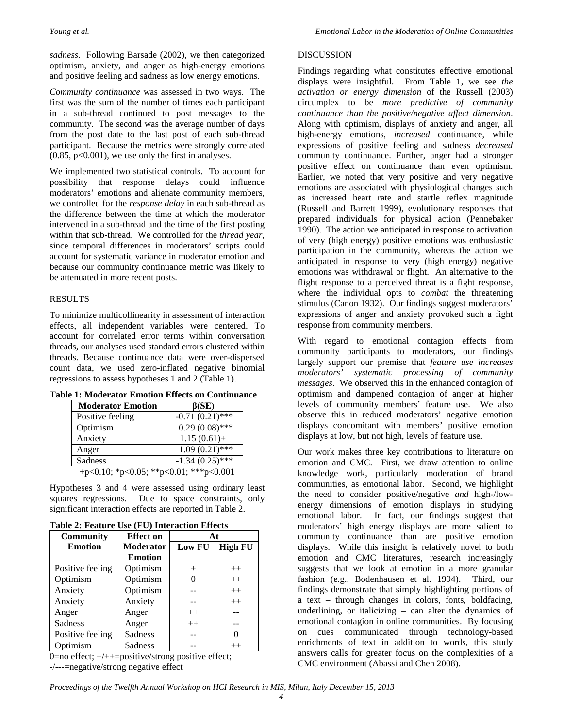*sadness*. Following Barsade (2002), we then categorized optimism, anxiety, and anger as high-energy emotions and positive feeling and sadness as low energy emotions.

*Community continuance* was assessed in two ways. The first was the sum of the number of times each participant in a sub-thread continued to post messages to the community. The second was the average number of days from the post date to the last post of each sub-thread participant. Because the metrics were strongly correlated (0.85, $p<0.001$), we use only the first in analyses.

We implemented two statistical controls. To account for possibility that response delays could influence moderators' emotions and alienate community members, we controlled for the *response delay* in each sub-thread as the difference between the time at which the moderator intervened in a sub-thread and the time of the first posting within that sub-thread. We controlled for the *thread year*, since temporal differences in moderators' scripts could account for systematic variance in moderator emotion and because our community continuance metric was likely to be attenuated in more recent posts.

## RESULTS

To minimize multicollinearity in assessment of interaction effects, all independent variables were centered. To account for correlated error terms within conversation threads, our analyses used standard errors clustered within threads. Because continuance data were over-dispersed count data, we used zero-inflated negative binomial regressions to assess hypotheses 1 and 2 (Table 1).

**Table 1: Moderator Emotion Effects on Continuance**

| Moderator Emotion | β(SE) |
|---|---|
| Positive feeling | -0.71 (0.21)*** |
| Optimism | 0.29 (0.08)*** |
| Anxiety | 1.15 (0.61)+ |
| Anger | 1.09 (0.21)*** |
| Sadness | -1.34 (0.25)*** |

+p<0.10; *p<0.05; **p<0.01; ***p<0.001

Hypotheses 3 and 4 were assessed using ordinary least squares regressions. Due to space constraints, only significant interaction effects are reported in Table 2.

**Table 2: Feature Use (FU) Interaction Effects**

| Community Emotion | Effect on Moderator Emotion | At Low FU | At High FU |
|---|---|---|---|
| Positive feeling | Optimism | + | ++ |
| Optimism | Optimism | 0 | ++ |
| Anxiety | Optimism | -- | ++ |
| Anxiety | Anxiety | -- | ++ |
| Anger | Anger | ++ | -- |
| Sadness | Anger | ++ | -- |
| Positive feeling | Sadness | -- | 0 |
| Optimism | Sadness | -- | ++ |

0=no effect; +/++=positive/strong positive effect;
-/--=negative/strong negative effect

## DISCUSSION

Findings regarding what constitutes effective emotional displays were insightful. From Table 1, we see *the activation or energy dimension* of the Russell (2003) circumplex to be *more predictive of community continuance than the positive/negative affect dimension*. Along with optimism, displays of anxiety and anger, all high-energy emotions, *increased* continuance, while expressions of positive feeling and sadness *decreased* community continuance. Further, anger had a stronger positive effect on continuance than even optimism. Earlier, we noted that very positive and very negative emotions are associated with physiological changes such as increased heart rate and startle reflex magnitude (Russell and Barrett 1999), evolutionary responses that prepared individuals for physical action (Pennebaker 1990). The action we anticipated in response to activation of very (high energy) positive emotions was enthusiastic participation in the community, whereas the action we anticipated in response to very (high energy) negative emotions was withdrawal or flight. An alternative to the flight response to a perceived threat is a fight response, where the individual opts to *combat* the threatening stimulus (Canon 1932). Our findings suggest moderators' expressions of anger and anxiety provoked such a fight response from community members.

With regard to emotional contagion effects from community participants to moderators, our findings largely support our premise that *feature use increases moderators' systematic processing of community messages*. We observed this in the enhanced contagion of optimism and dampened contagion of anger at higher levels of community members' feature use. We also observe this in reduced moderators' negative emotion displays concomitant with members' positive emotion displays at low, but not high, levels of feature use.

Our work makes three key contributions to literature on emotion and CMC. First, we draw attention to online knowledge work, particularly moderation of brand communities, as emotional labor. Second, we highlight the need to consider positive/negative *and* high-/low-energy dimensions of emotion displays in studying emotional labor. In fact, our findings suggest that moderators' high energy displays are more salient to community continuance than are positive emotion displays. While this insight is relatively novel to both emotion and CMC literatures, research increasingly suggests that we look at emotion in a more granular fashion (e.g., Bodenhausen et al. 1994). Third, our findings demonstrate that simply highlighting portions of a text – through changes in colors, fonts, boldfacing, underlining, or italicizing – can alter the dynamics of emotional contagion in online communities. By focusing on cues communicated through technology-based enrichments of text in addition to words, this study answers calls for greater focus on the complexities of a CMC environment (Abassi and Chen 2008).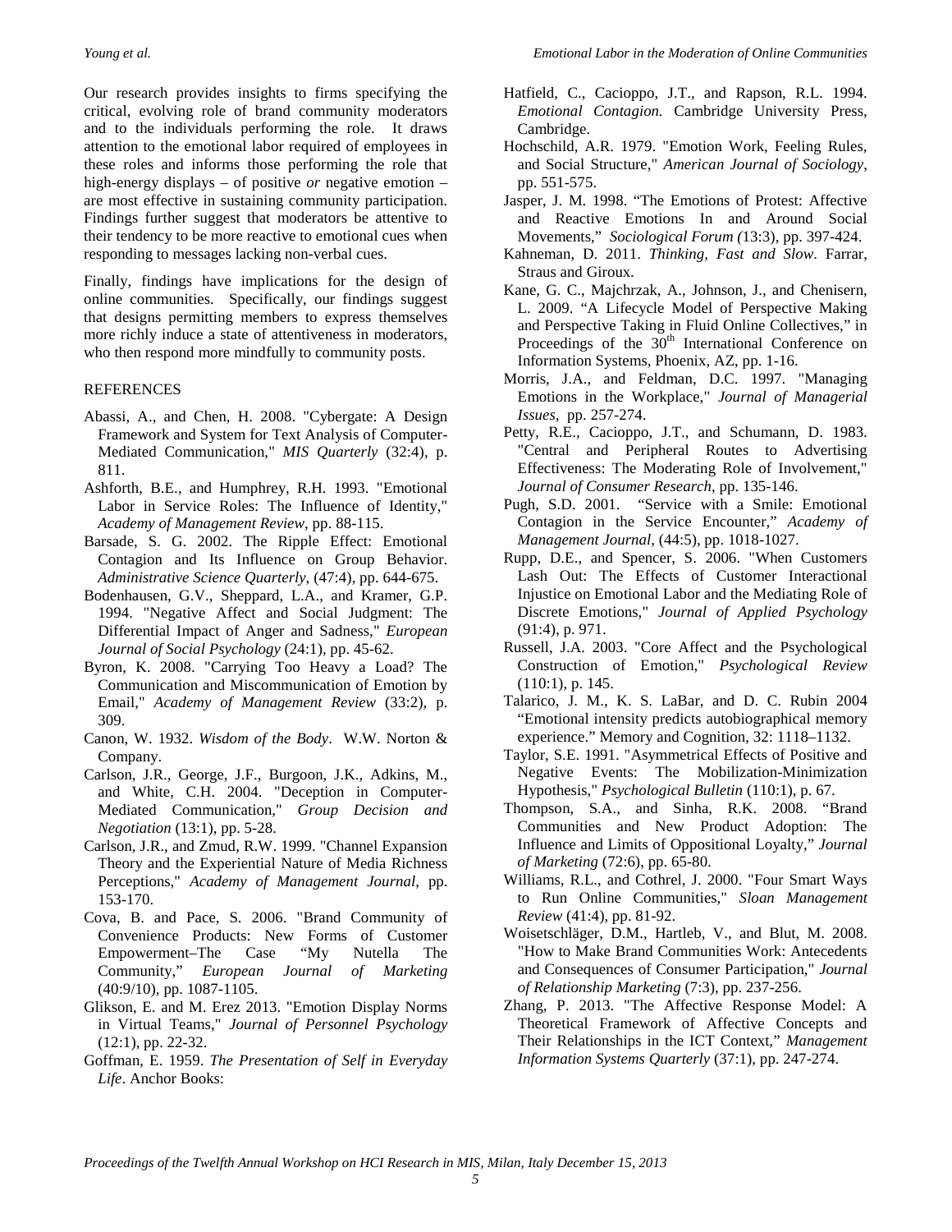Our research provides insights to firms specifying the critical, evolving role of brand community moderators and to the individuals performing the role. It draws attention to the emotional labor required of employees in these roles and informs those performing the role that high-energy displays – of positive *or* negative emotion – are most effective in sustaining community participation. Findings further suggest that moderators be attentive to their tendency to be more reactive to emotional cues when responding to messages lacking non-verbal cues.

Finally, findings have implications for the design of online communities. Specifically, our findings suggest that designs permitting members to express themselves more richly induce a state of attentiveness in moderators, who then respond more mindfully to community posts.

## REFERENCES

Abassi, A., and Chen, H. 2008. "Cybergate: A Design Framework and System for Text Analysis of Computer-Mediated Communication," *MIS Quarterly* (32:4), p. 811.

Ashforth, B.E., and Humphrey, R.H. 1993. "Emotional Labor in Service Roles: The Influence of Identity," *Academy of Management Review*, pp. 88-115.

Barsade, S. G. 2002. The Ripple Effect: Emotional Contagion and Its Influence on Group Behavior. *Administrative Science Quarterly*, (47:4), pp. 644-675.

Bodenhausen, G.V., Sheppard, L.A., and Kramer, G.P. 1994. "Negative Affect and Social Judgment: The Differential Impact of Anger and Sadness," *European Journal of Social Psychology* (24:1), pp. 45-62.

Byron, K. 2008. "Carrying Too Heavy a Load? The Communication and Miscommunication of Emotion by Email," *Academy of Management Review* (33:2), p. 309.

Canon, W. 1932. *Wisdom of the Body*. W.W. Norton & Company.

Carlson, J.R., George, J.F., Burgoon, J.K., Adkins, M., and White, C.H. 2004. "Deception in Computer-Mediated Communication," *Group Decision and Negotiation* (13:1), pp. 5-28.

Carlson, J.R., and Zmud, R.W. 1999. "Channel Expansion Theory and the Experiential Nature of Media Richness Perceptions," *Academy of Management Journal*, pp. 153-170.

Cova, B. and Pace, S. 2006. "Brand Community of Convenience Products: New Forms of Customer Empowerment–The Case "My Nutella The Community," *European Journal of Marketing* (40:9/10), pp. 1087-1105.

Glikson, E. and M. Erez 2013. "Emotion Display Norms in Virtual Teams," *Journal of Personnel Psychology* (12:1), pp. 22-32.

Goffman, E. 1959. *The Presentation of Self in Everyday Life*. Anchor Books:

Hatfield, C., Cacioppo, J.T., and Rapson, R.L. 1994. *Emotional Contagion.* Cambridge University Press, Cambridge.

Hochschild, A.R. 1979. "Emotion Work, Feeling Rules, and Social Structure," *American Journal of Sociology*, pp. 551-575.

Jasper, J. M. 1998. "The Emotions of Protest: Affective and Reactive Emotions In and Around Social Movements," *Sociological Forum (*13:3), pp. 397-424.

Kahneman, D. 2011. *Thinking, Fast and Slow*. Farrar, Straus and Giroux.

Kane, G. C., Majchrzak, A., Johnson, J., and Chenisern, L. 2009. "A Lifecycle Model of Perspective Making and Perspective Taking in Fluid Online Collectives," in Proceedings of the 30th International Conference on Information Systems, Phoenix, AZ, pp. 1-16.

Morris, J.A., and Feldman, D.C. 1997. "Managing Emotions in the Workplace," *Journal of Managerial Issues*, pp. 257-274.

Petty, R.E., Cacioppo, J.T., and Schumann, D. 1983. "Central and Peripheral Routes to Advertising Effectiveness: The Moderating Role of Involvement," *Journal of Consumer Research*, pp. 135-146.

Pugh, S.D. 2001. "Service with a Smile: Emotional Contagion in the Service Encounter," *Academy of Management Journal*, (44:5), pp. 1018-1027.

Rupp, D.E., and Spencer, S. 2006. "When Customers Lash Out: The Effects of Customer Interactional Injustice on Emotional Labor and the Mediating Role of Discrete Emotions," *Journal of Applied Psychology* (91:4), p. 971.

Russell, J.A. 2003. "Core Affect and the Psychological Construction of Emotion," *Psychological Review* (110:1), p. 145.

Talarico, J. M., K. S. LaBar, and D. C. Rubin 2004 "Emotional intensity predicts autobiographical memory experience." Memory and Cognition, 32: 1118–1132.

Taylor, S.E. 1991. "Asymmetrical Effects of Positive and Negative Events: The Mobilization-Minimization Hypothesis," *Psychological Bulletin* (110:1), p. 67.

Thompson, S.A., and Sinha, R.K. 2008. "Brand Communities and New Product Adoption: The Influence and Limits of Oppositional Loyalty," *Journal of Marketing* (72:6), pp. 65-80.

Williams, R.L., and Cothrel, J. 2000. "Four Smart Ways to Run Online Communities," *Sloan Management Review* (41:4), pp. 81-92.

Woisetschläger, D.M., Hartleb, V., and Blut, M. 2008. "How to Make Brand Communities Work: Antecedents and Consequences of Consumer Participation," *Journal of Relationship Marketing* (7:3), pp. 237-256.

Zhang, P. 2013. "The Affective Response Model: A Theoretical Framework of Affective Concepts and Their Relationships in the ICT Context," *Management Information Systems Quarterly* (37:1), pp. 247-274.